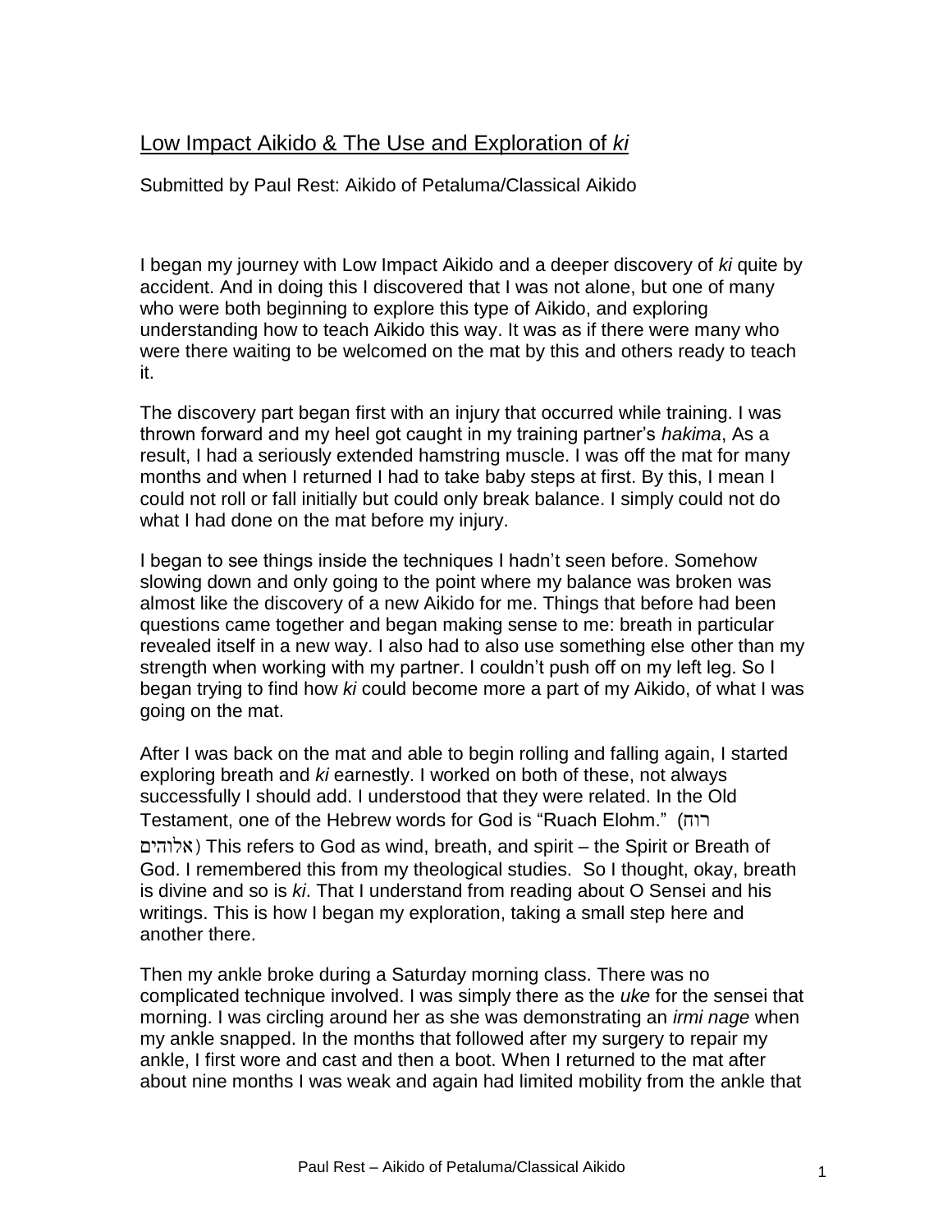## Low Impact Aikido & The Use and Exploration of *ki*

Submitted by Paul Rest: Aikido of Petaluma/Classical Aikido

I began my journey with Low Impact Aikido and a deeper discovery of *ki* quite by accident. And in doing this I discovered that I was not alone, but one of many who were both beginning to explore this type of Aikido, and exploring understanding how to teach Aikido this way. It was as if there were many who were there waiting to be welcomed on the mat by this and others ready to teach it.

The discovery part began first with an injury that occurred while training. I was thrown forward and my heel got caught in my training partner's *hakima*, As a result, I had a seriously extended hamstring muscle. I was off the mat for many months and when I returned I had to take baby steps at first. By this, I mean I could not roll or fall initially but could only break balance. I simply could not do what I had done on the mat before my injury.

I began to see things inside the techniques I hadn't seen before. Somehow slowing down and only going to the point where my balance was broken was almost like the discovery of a new Aikido for me. Things that before had been questions came together and began making sense to me: breath in particular revealed itself in a new way. I also had to also use something else other than my strength when working with my partner. I couldn't push off on my left leg. So I began trying to find how *ki* could become more a part of my Aikido, of what I was going on the mat.

After I was back on the mat and able to begin rolling and falling again, I started exploring breath and *ki* earnestly. I worked on both of these, not always successfully I should add. I understood that they were related. In the Old Testament, one of the Hebrew words for God is "Ruach Elohm." (רוח אלוהים) This refers to God as wind, breath, and spirit – the Spirit or Breath of God. I remembered this from my theological studies. So I thought, okay, breath is divine and so is *ki*. That I understand from reading about O Sensei and his writings. This is how I began my exploration, taking a small step here and another there.

Then my ankle broke during a Saturday morning class. There was no complicated technique involved. I was simply there as the *uke* for the sensei that morning. I was circling around her as she was demonstrating an *irmi nage* when my ankle snapped. In the months that followed after my surgery to repair my ankle, I first wore and cast and then a boot. When I returned to the mat after about nine months I was weak and again had limited mobility from the ankle that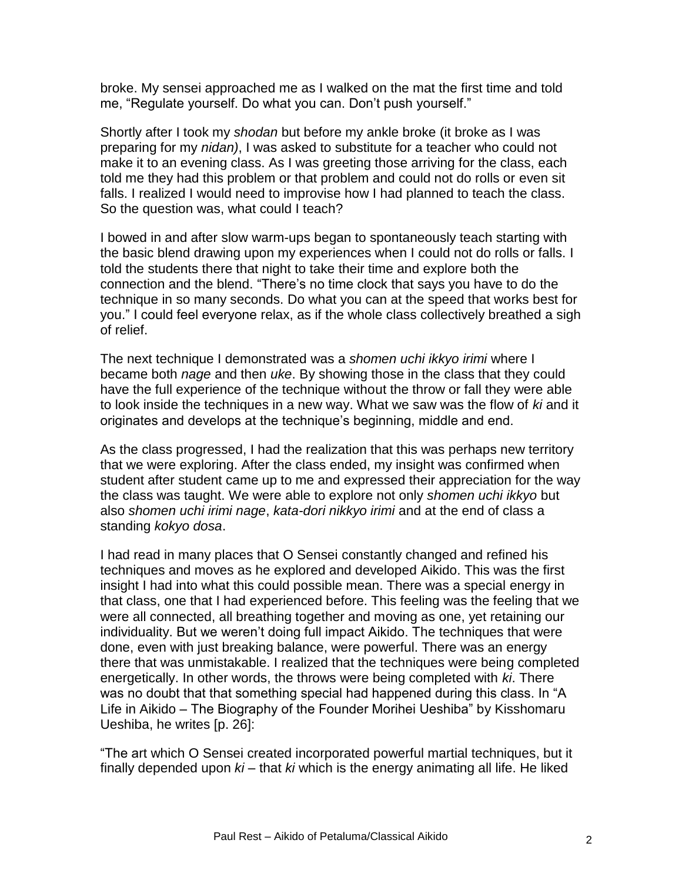broke. My sensei approached me as I walked on the mat the first time and told me, "Regulate yourself. Do what you can. Don't push yourself."

Shortly after I took my *shodan* but before my ankle broke (it broke as I was preparing for my *nidan)*, I was asked to substitute for a teacher who could not make it to an evening class. As I was greeting those arriving for the class, each told me they had this problem or that problem and could not do rolls or even sit falls. I realized I would need to improvise how I had planned to teach the class. So the question was, what could I teach?

I bowed in and after slow warm-ups began to spontaneously teach starting with the basic blend drawing upon my experiences when I could not do rolls or falls. I told the students there that night to take their time and explore both the connection and the blend. "There's no time clock that says you have to do the technique in so many seconds. Do what you can at the speed that works best for you." I could feel everyone relax, as if the whole class collectively breathed a sigh of relief.

The next technique I demonstrated was a *shomen uchi ikkyo irimi* where I became both *nage* and then *uke*. By showing those in the class that they could have the full experience of the technique without the throw or fall they were able to look inside the techniques in a new way. What we saw was the flow of *ki* and it originates and develops at the technique's beginning, middle and end.

As the class progressed, I had the realization that this was perhaps new territory that we were exploring. After the class ended, my insight was confirmed when student after student came up to me and expressed their appreciation for the way the class was taught. We were able to explore not only *shomen uchi ikkyo* but also *shomen uchi irimi nage*, *kata-dori nikkyo irimi* and at the end of class a standing *kokyo dosa*.

I had read in many places that O Sensei constantly changed and refined his techniques and moves as he explored and developed Aikido. This was the first insight I had into what this could possible mean. There was a special energy in that class, one that I had experienced before. This feeling was the feeling that we were all connected, all breathing together and moving as one, yet retaining our individuality. But we weren't doing full impact Aikido. The techniques that were done, even with just breaking balance, were powerful. There was an energy there that was unmistakable. I realized that the techniques were being completed energetically. In other words, the throws were being completed with *ki*. There was no doubt that that something special had happened during this class. In "A Life in Aikido – The Biography of the Founder Morihei Ueshiba" by Kisshomaru Ueshiba, he writes [p. 26]:

"The art which O Sensei created incorporated powerful martial techniques, but it finally depended upon *ki* – that *ki* which is the energy animating all life. He liked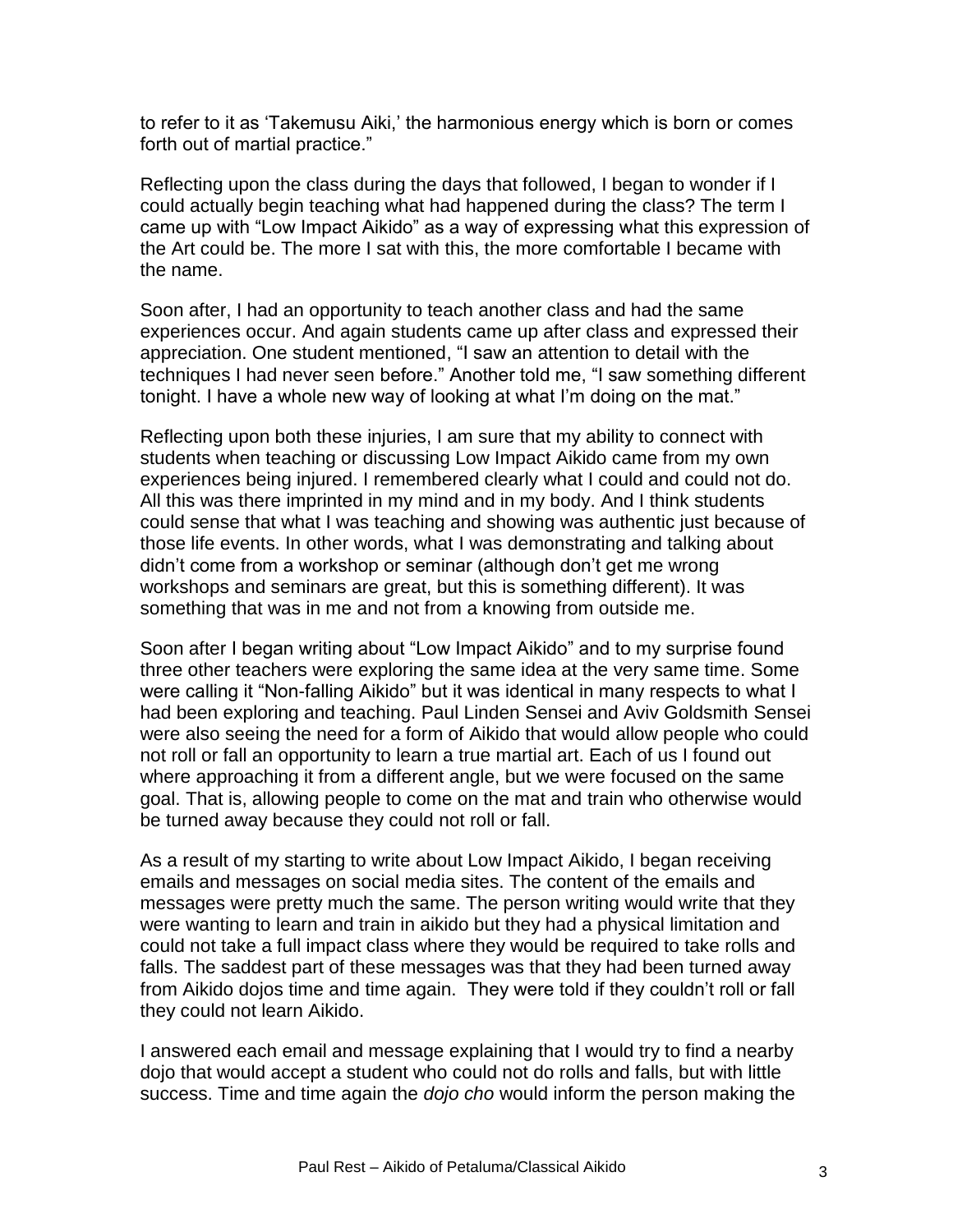to refer to it as 'Takemusu Aiki,' the harmonious energy which is born or comes forth out of martial practice."

Reflecting upon the class during the days that followed, I began to wonder if I could actually begin teaching what had happened during the class? The term I came up with "Low Impact Aikido" as a way of expressing what this expression of the Art could be. The more I sat with this, the more comfortable I became with the name.

Soon after, I had an opportunity to teach another class and had the same experiences occur. And again students came up after class and expressed their appreciation. One student mentioned, "I saw an attention to detail with the techniques I had never seen before." Another told me, "I saw something different tonight. I have a whole new way of looking at what I'm doing on the mat."

Reflecting upon both these injuries, I am sure that my ability to connect with students when teaching or discussing Low Impact Aikido came from my own experiences being injured. I remembered clearly what I could and could not do. All this was there imprinted in my mind and in my body. And I think students could sense that what I was teaching and showing was authentic just because of those life events. In other words, what I was demonstrating and talking about didn't come from a workshop or seminar (although don't get me wrong workshops and seminars are great, but this is something different). It was something that was in me and not from a knowing from outside me.

Soon after I began writing about "Low Impact Aikido" and to my surprise found three other teachers were exploring the same idea at the very same time. Some were calling it "Non-falling Aikido" but it was identical in many respects to what I had been exploring and teaching. Paul Linden Sensei and Aviv Goldsmith Sensei were also seeing the need for a form of Aikido that would allow people who could not roll or fall an opportunity to learn a true martial art. Each of us I found out where approaching it from a different angle, but we were focused on the same goal. That is, allowing people to come on the mat and train who otherwise would be turned away because they could not roll or fall.

As a result of my starting to write about Low Impact Aikido, I began receiving emails and messages on social media sites. The content of the emails and messages were pretty much the same. The person writing would write that they were wanting to learn and train in aikido but they had a physical limitation and could not take a full impact class where they would be required to take rolls and falls. The saddest part of these messages was that they had been turned away from Aikido dojos time and time again. They were told if they couldn't roll or fall they could not learn Aikido.

I answered each email and message explaining that I would try to find a nearby dojo that would accept a student who could not do rolls and falls, but with little success. Time and time again the *dojo cho* would inform the person making the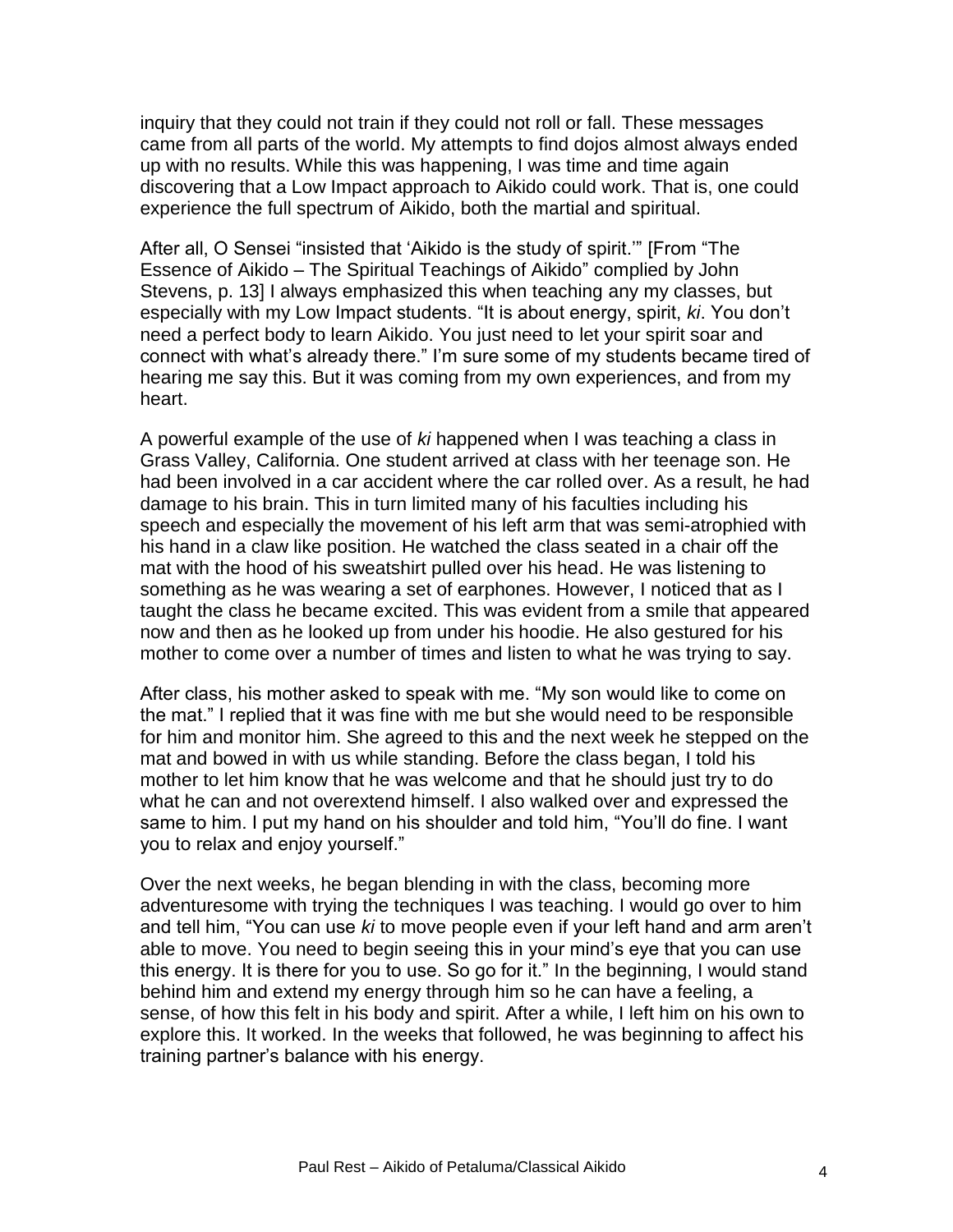inquiry that they could not train if they could not roll or fall. These messages came from all parts of the world. My attempts to find dojos almost always ended up with no results. While this was happening, I was time and time again discovering that a Low Impact approach to Aikido could work. That is, one could experience the full spectrum of Aikido, both the martial and spiritual.

After all, O Sensei "insisted that 'Aikido is the study of spirit.'" [From "The Essence of Aikido – The Spiritual Teachings of Aikido" complied by John Stevens, p. 13] I always emphasized this when teaching any my classes, but especially with my Low Impact students. "It is about energy, spirit, *ki*. You don't need a perfect body to learn Aikido. You just need to let your spirit soar and connect with what's already there." I'm sure some of my students became tired of hearing me say this. But it was coming from my own experiences, and from my heart.

A powerful example of the use of *ki* happened when I was teaching a class in Grass Valley, California. One student arrived at class with her teenage son. He had been involved in a car accident where the car rolled over. As a result, he had damage to his brain. This in turn limited many of his faculties including his speech and especially the movement of his left arm that was semi-atrophied with his hand in a claw like position. He watched the class seated in a chair off the mat with the hood of his sweatshirt pulled over his head. He was listening to something as he was wearing a set of earphones. However, I noticed that as I taught the class he became excited. This was evident from a smile that appeared now and then as he looked up from under his hoodie. He also gestured for his mother to come over a number of times and listen to what he was trying to say.

After class, his mother asked to speak with me. "My son would like to come on the mat." I replied that it was fine with me but she would need to be responsible for him and monitor him. She agreed to this and the next week he stepped on the mat and bowed in with us while standing. Before the class began, I told his mother to let him know that he was welcome and that he should just try to do what he can and not overextend himself. I also walked over and expressed the same to him. I put my hand on his shoulder and told him, "You'll do fine. I want you to relax and enjoy yourself."

Over the next weeks, he began blending in with the class, becoming more adventuresome with trying the techniques I was teaching. I would go over to him and tell him, "You can use *ki* to move people even if your left hand and arm aren't able to move. You need to begin seeing this in your mind's eye that you can use this energy. It is there for you to use. So go for it." In the beginning, I would stand behind him and extend my energy through him so he can have a feeling, a sense, of how this felt in his body and spirit. After a while, I left him on his own to explore this. It worked. In the weeks that followed, he was beginning to affect his training partner's balance with his energy.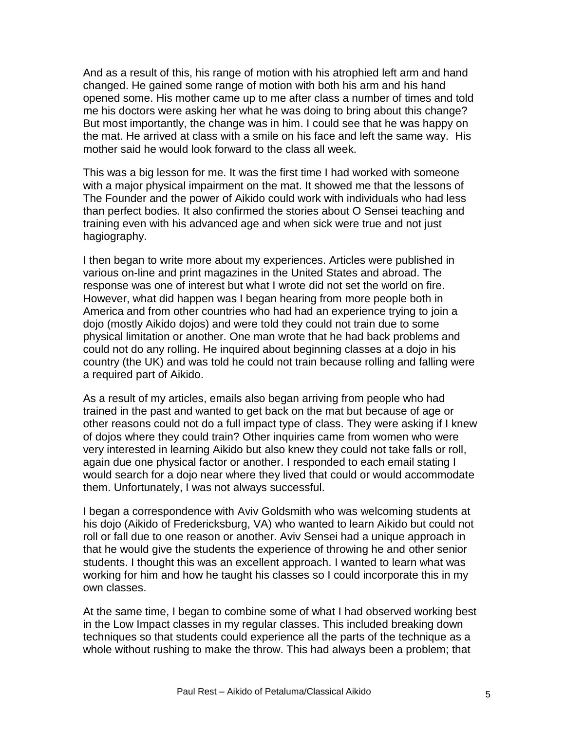And as a result of this, his range of motion with his atrophied left arm and hand changed. He gained some range of motion with both his arm and his hand opened some. His mother came up to me after class a number of times and told me his doctors were asking her what he was doing to bring about this change? But most importantly, the change was in him. I could see that he was happy on the mat. He arrived at class with a smile on his face and left the same way. His mother said he would look forward to the class all week.

This was a big lesson for me. It was the first time I had worked with someone with a major physical impairment on the mat. It showed me that the lessons of The Founder and the power of Aikido could work with individuals who had less than perfect bodies. It also confirmed the stories about O Sensei teaching and training even with his advanced age and when sick were true and not just hagiography.

I then began to write more about my experiences. Articles were published in various on-line and print magazines in the United States and abroad. The response was one of interest but what I wrote did not set the world on fire. However, what did happen was I began hearing from more people both in America and from other countries who had had an experience trying to join a dojo (mostly Aikido dojos) and were told they could not train due to some physical limitation or another. One man wrote that he had back problems and could not do any rolling. He inquired about beginning classes at a dojo in his country (the UK) and was told he could not train because rolling and falling were a required part of Aikido.

As a result of my articles, emails also began arriving from people who had trained in the past and wanted to get back on the mat but because of age or other reasons could not do a full impact type of class. They were asking if I knew of dojos where they could train? Other inquiries came from women who were very interested in learning Aikido but also knew they could not take falls or roll, again due one physical factor or another. I responded to each email stating I would search for a dojo near where they lived that could or would accommodate them. Unfortunately, I was not always successful.

I began a correspondence with Aviv Goldsmith who was welcoming students at his dojo (Aikido of Fredericksburg, VA) who wanted to learn Aikido but could not roll or fall due to one reason or another. Aviv Sensei had a unique approach in that he would give the students the experience of throwing he and other senior students. I thought this was an excellent approach. I wanted to learn what was working for him and how he taught his classes so I could incorporate this in my own classes.

At the same time, I began to combine some of what I had observed working best in the Low Impact classes in my regular classes. This included breaking down techniques so that students could experience all the parts of the technique as a whole without rushing to make the throw. This had always been a problem; that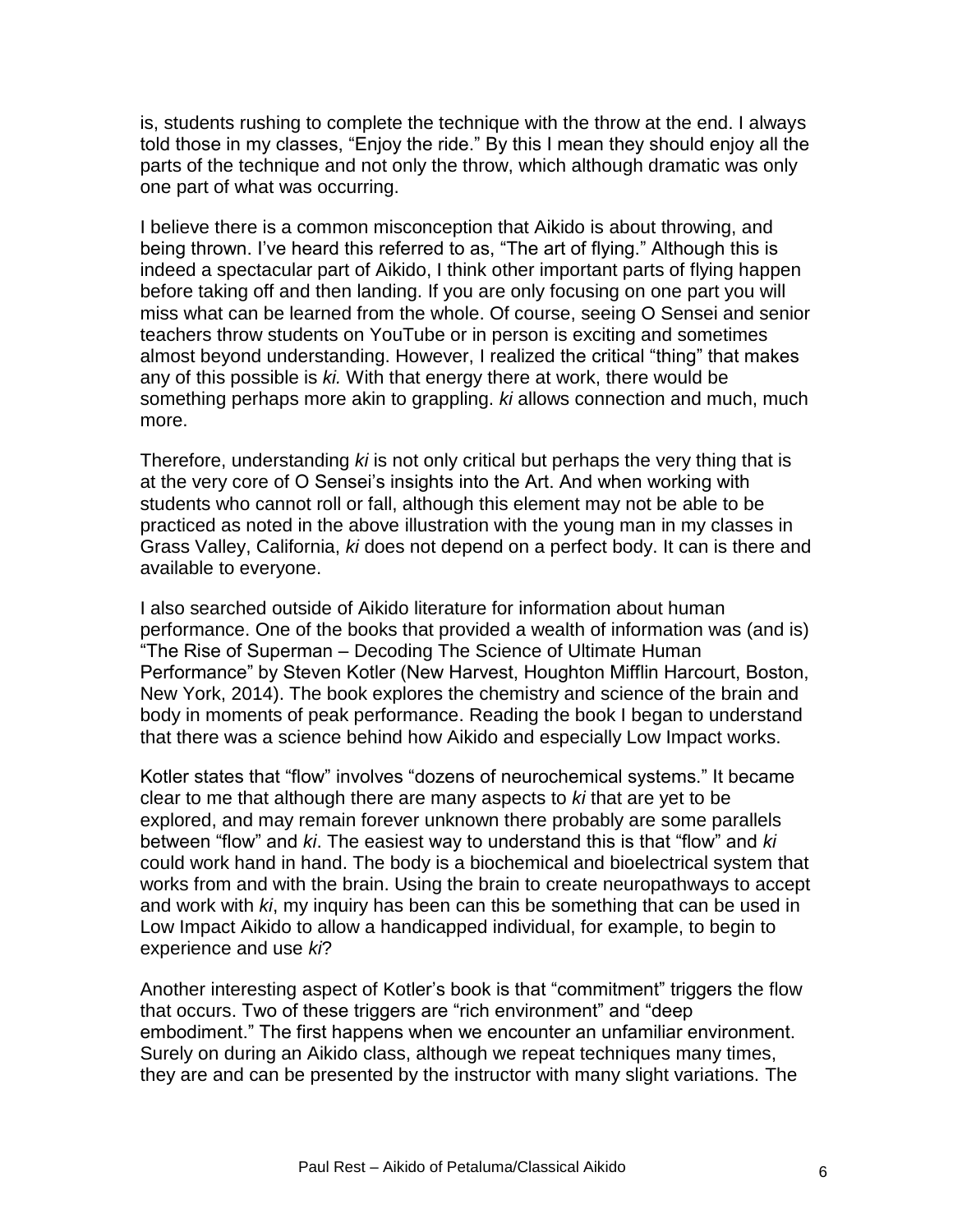is, students rushing to complete the technique with the throw at the end. I always told those in my classes, "Enjoy the ride." By this I mean they should enjoy all the parts of the technique and not only the throw, which although dramatic was only one part of what was occurring.

I believe there is a common misconception that Aikido is about throwing, and being thrown. I've heard this referred to as, "The art of flying." Although this is indeed a spectacular part of Aikido, I think other important parts of flying happen before taking off and then landing. If you are only focusing on one part you will miss what can be learned from the whole. Of course, seeing O Sensei and senior teachers throw students on YouTube or in person is exciting and sometimes almost beyond understanding. However, I realized the critical "thing" that makes any of this possible is *ki.* With that energy there at work, there would be something perhaps more akin to grappling. *ki* allows connection and much, much more.

Therefore, understanding *ki* is not only critical but perhaps the very thing that is at the very core of O Sensei's insights into the Art. And when working with students who cannot roll or fall, although this element may not be able to be practiced as noted in the above illustration with the young man in my classes in Grass Valley, California, *ki* does not depend on a perfect body. It can is there and available to everyone.

I also searched outside of Aikido literature for information about human performance. One of the books that provided a wealth of information was (and is) "The Rise of Superman – Decoding The Science of Ultimate Human Performance" by Steven Kotler (New Harvest, Houghton Mifflin Harcourt, Boston, New York, 2014). The book explores the chemistry and science of the brain and body in moments of peak performance. Reading the book I began to understand that there was a science behind how Aikido and especially Low Impact works.

Kotler states that "flow" involves "dozens of neurochemical systems." It became clear to me that although there are many aspects to *ki* that are yet to be explored, and may remain forever unknown there probably are some parallels between "flow" and *ki*. The easiest way to understand this is that "flow" and *ki* could work hand in hand. The body is a biochemical and bioelectrical system that works from and with the brain. Using the brain to create neuropathways to accept and work with *ki*, my inquiry has been can this be something that can be used in Low Impact Aikido to allow a handicapped individual, for example, to begin to experience and use *ki*?

Another interesting aspect of Kotler's book is that "commitment" triggers the flow that occurs. Two of these triggers are "rich environment" and "deep embodiment." The first happens when we encounter an unfamiliar environment. Surely on during an Aikido class, although we repeat techniques many times, they are and can be presented by the instructor with many slight variations. The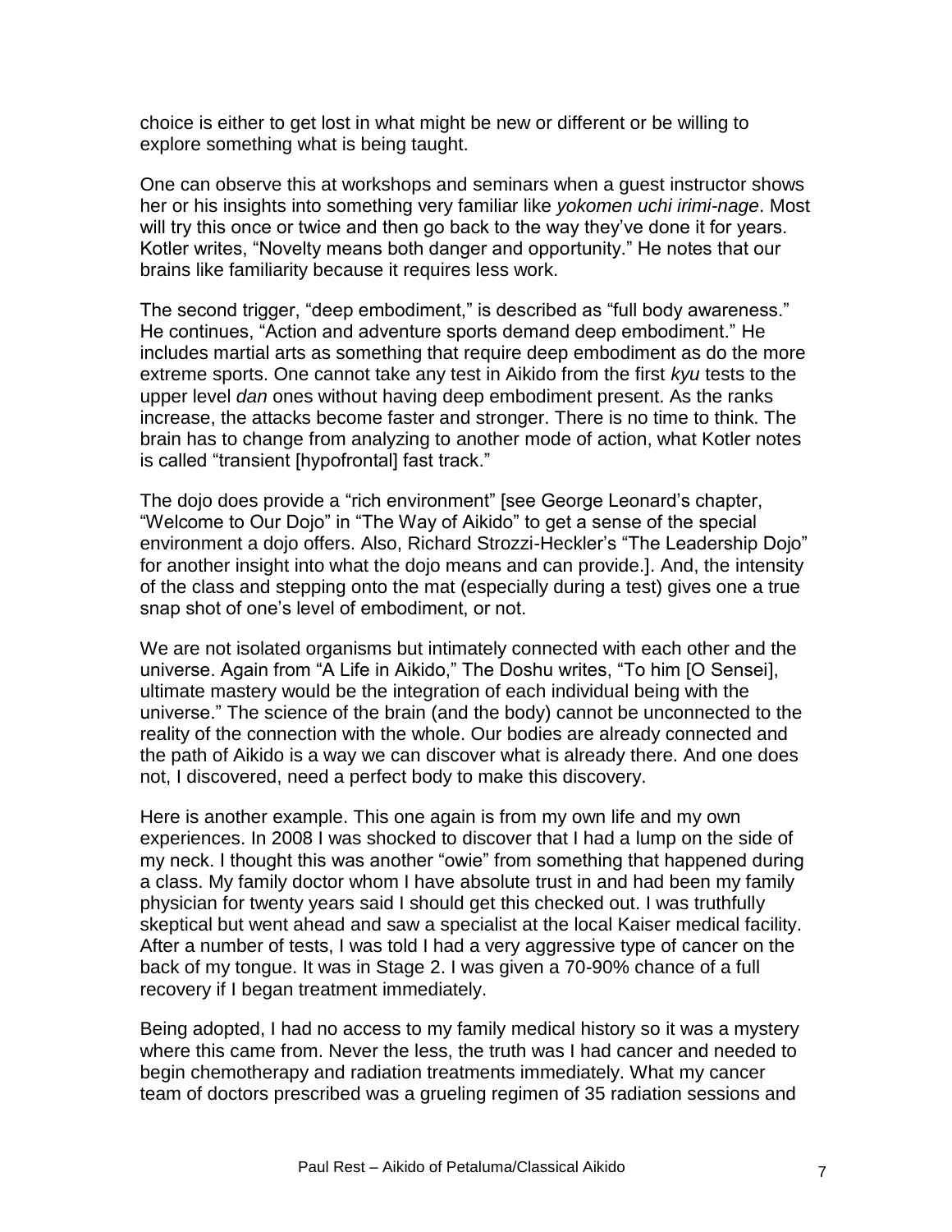choice is either to get lost in what might be new or different or be willing to explore something what is being taught.

One can observe this at workshops and seminars when a guest instructor shows her or his insights into something very familiar like *yokomen uchi irimi-nage*. Most will try this once or twice and then go back to the way they've done it for years. Kotler writes, "Novelty means both danger and opportunity." He notes that our brains like familiarity because it requires less work.

The second trigger, "deep embodiment," is described as "full body awareness." He continues, "Action and adventure sports demand deep embodiment." He includes martial arts as something that require deep embodiment as do the more extreme sports. One cannot take any test in Aikido from the first *kyu* tests to the upper level *dan* ones without having deep embodiment present. As the ranks increase, the attacks become faster and stronger. There is no time to think. The brain has to change from analyzing to another mode of action, what Kotler notes is called "transient [hypofrontal] fast track."

The dojo does provide a "rich environment" [see George Leonard's chapter, "Welcome to Our Dojo" in "The Way of Aikido" to get a sense of the special environment a dojo offers. Also, Richard Strozzi-Heckler's "The Leadership Dojo" for another insight into what the dojo means and can provide.]. And, the intensity of the class and stepping onto the mat (especially during a test) gives one a true snap shot of one's level of embodiment, or not.

We are not isolated organisms but intimately connected with each other and the universe. Again from "A Life in Aikido," The Doshu writes, "To him [O Sensei], ultimate mastery would be the integration of each individual being with the universe." The science of the brain (and the body) cannot be unconnected to the reality of the connection with the whole. Our bodies are already connected and the path of Aikido is a way we can discover what is already there. And one does not, I discovered, need a perfect body to make this discovery.

Here is another example. This one again is from my own life and my own experiences. In 2008 I was shocked to discover that I had a lump on the side of my neck. I thought this was another "owie" from something that happened during a class. My family doctor whom I have absolute trust in and had been my family physician for twenty years said I should get this checked out. I was truthfully skeptical but went ahead and saw a specialist at the local Kaiser medical facility. After a number of tests, I was told I had a very aggressive type of cancer on the back of my tongue. It was in Stage 2. I was given a 70-90% chance of a full recovery if I began treatment immediately.

Being adopted, I had no access to my family medical history so it was a mystery where this came from. Never the less, the truth was I had cancer and needed to begin chemotherapy and radiation treatments immediately. What my cancer team of doctors prescribed was a grueling regimen of 35 radiation sessions and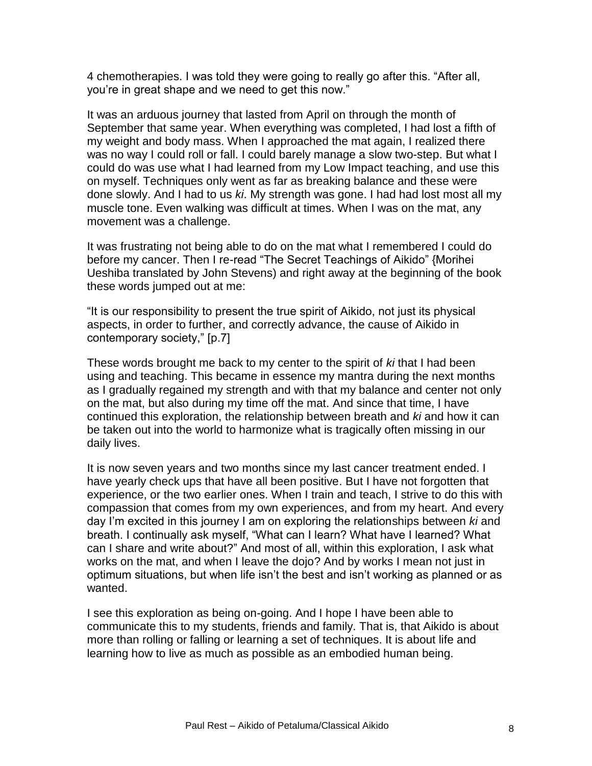4 chemotherapies. I was told they were going to really go after this. “After all, you’re in great shape and we need to get this now.”

It was an arduous journey that lasted from April on through the month of September that same year. When everything was completed, I had lost a fifth of my weight and body mass. When I approached the mat again, I realized there was no way I could roll or fall. I could barely manage a slow two-step. But what I could do was use what I had learned from my Low Impact teaching, and use this on myself. Techniques only went as far as breaking balance and these were done slowly. And I had to us *ki*. My strength was gone. I had had lost most all my muscle tone. Even walking was difficult at times. When I was on the mat, any movement was a challenge.

It was frustrating not being able to do on the mat what I remembered I could do before my cancer. Then I re-read “The Secret Teachings of Aikido” {Morihei Ueshiba translated by John Stevens) and right away at the beginning of the book these words jumped out at me:

“It is our responsibility to present the true spirit of Aikido, not just its physical aspects, in order to further, and correctly advance, the cause of Aikido in contemporary society,” [p.7]

These words brought me back to my center to the spirit of *ki* that I had been using and teaching. This became in essence my mantra during the next months as I gradually regained my strength and with that my balance and center not only on the mat, but also during my time off the mat. And since that time, I have continued this exploration, the relationship between breath and *ki* and how it can be taken out into the world to harmonize what is tragically often missing in our daily lives.

It is now seven years and two months since my last cancer treatment ended. I have yearly check ups that have all been positive. But I have not forgotten that experience, or the two earlier ones. When I train and teach, I strive to do this with compassion that comes from my own experiences, and from my heart. And every day I’m excited in this journey I am on exploring the relationships between *ki* and breath. I continually ask myself, “What can I learn? What have I learned? What can I share and write about?” And most of all, within this exploration, I ask what works on the mat, and when I leave the dojo? And by works I mean not just in optimum situations, but when life isn’t the best and isn’t working as planned or as wanted.

I see this exploration as being on-going. And I hope I have been able to communicate this to my students, friends and family. That is, that Aikido is about more than rolling or falling or learning a set of techniques. It is about life and learning how to live as much as possible as an embodied human being.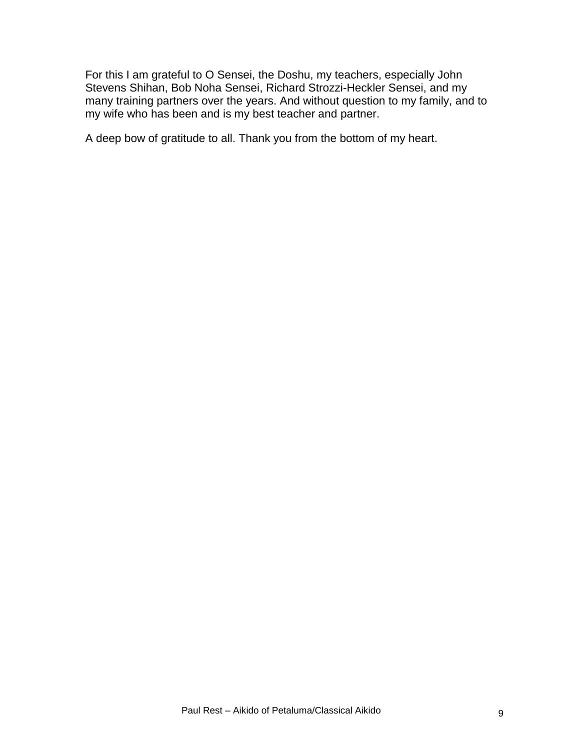For this I am grateful to O Sensei, the Doshu, my teachers, especially John Stevens Shihan, Bob Noha Sensei, Richard Strozzi-Heckler Sensei, and my many training partners over the years. And without question to my family, and to my wife who has been and is my best teacher and partner.

A deep bow of gratitude to all. Thank you from the bottom of my heart.